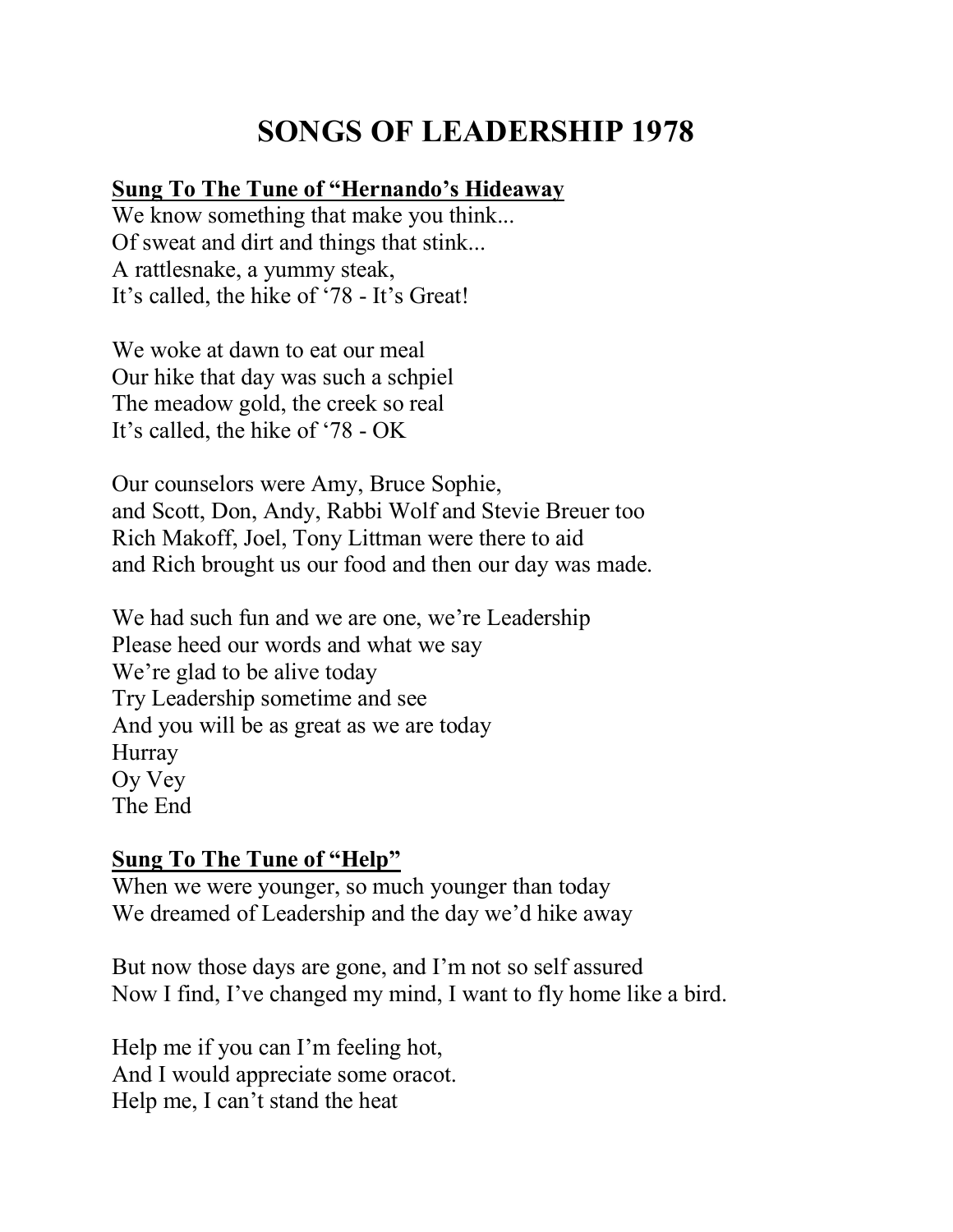# SONGS OF LEADERSHIP 1978

**Sung To The Tune of "Hernando's Hideaway**

We know something that make you think...
Of sweat and dirt and things that stink...
A rattlesnake, a yummy steak,
It's called, the hike of '78 - It's Great!

We woke at dawn to eat our meal
Our hike that day was such a schpiel
The meadow gold, the creek so real
It's called, the hike of '78 - OK

Our counselors were Amy, Bruce Sophie,
and Scott, Don, Andy, Rabbi Wolf and Stevie Breuer too
Rich Makoff, Joel, Tony Littman were there to aid
and Rich brought us our food and then our day was made.

We had such fun and we are one, we're Leadership
Please heed our words and what we say
We're glad to be alive today
Try Leadership sometime and see
And you will be as great as we are today
Hurray
Oy Vey
The End

**Sung To The Tune of "Help"**

When we were younger, so much younger than today
We dreamed of Leadership and the day we'd hike away

But now those days are gone, and I'm not so self assured
Now I find, I've changed my mind, I want to fly home like a bird.

Help me if you can I'm feeling hot,
And I would appreciate some oracot.
Help me, I can't stand the heat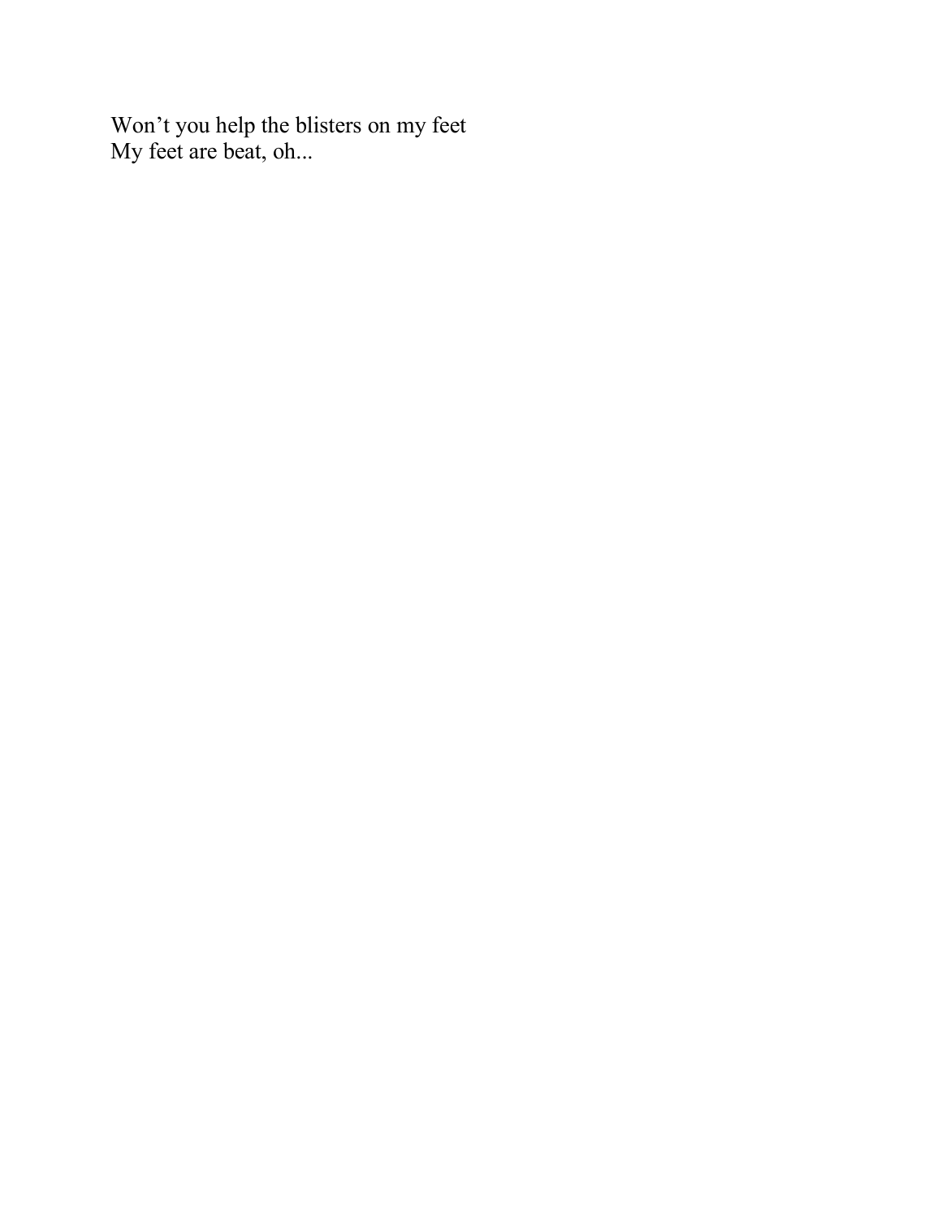Won't you help the blisters on my feet
My feet are beat, oh...